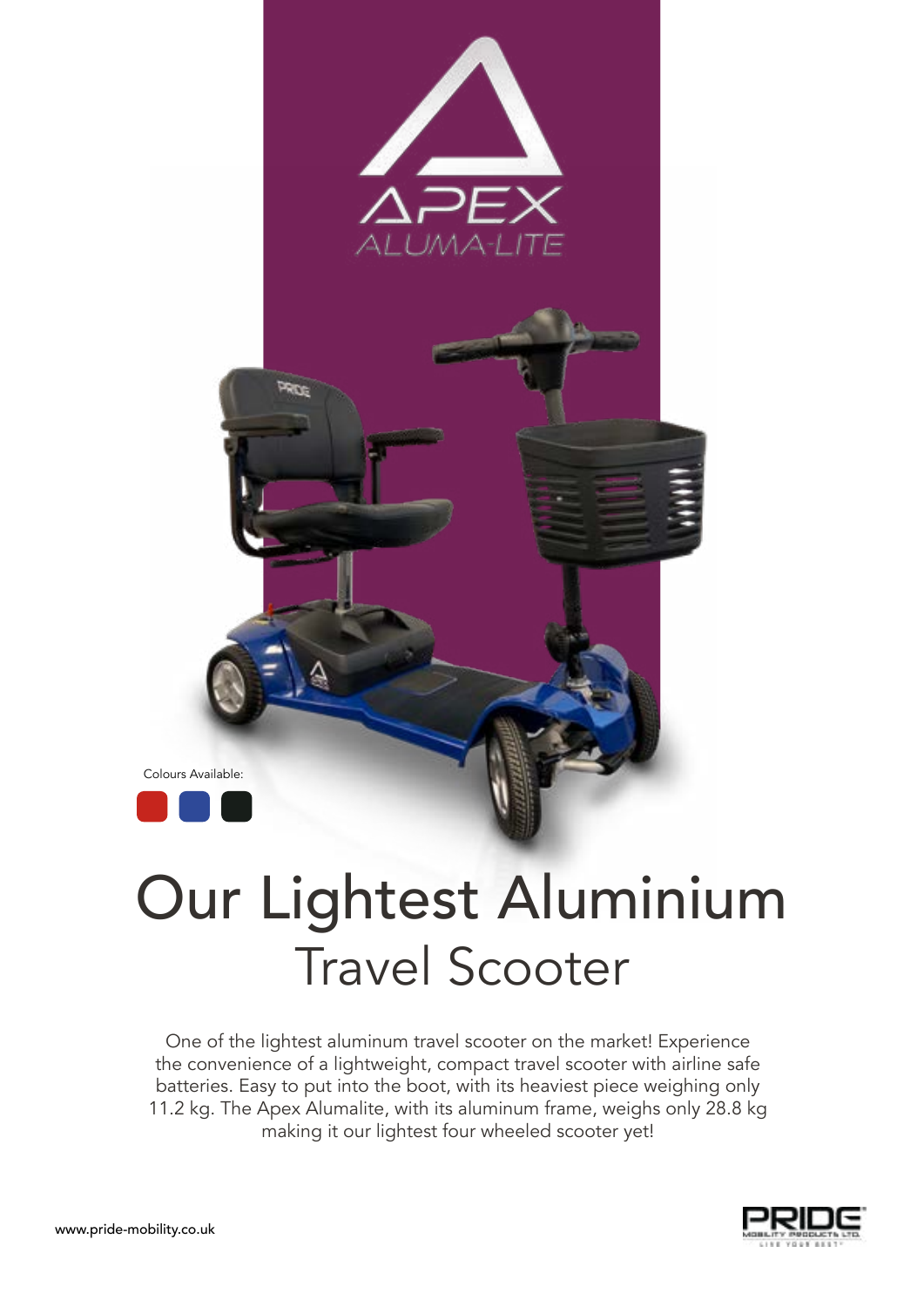APEX
ALUMA-LITE

Colours Available:

# Our Lightest Aluminium
## Travel Scooter

One of the lightest aluminum travel scooter on the market! Experience the convenience of a lightweight, compact travel scooter with airline safe batteries. Easy to put into the boot, with its heaviest piece weighing only 11.2 kg. The Apex Alumalite, with its aluminum frame, weighs only 28.8 kg making it our lightest four wheeled scooter yet!

www.pride-mobility.co.uk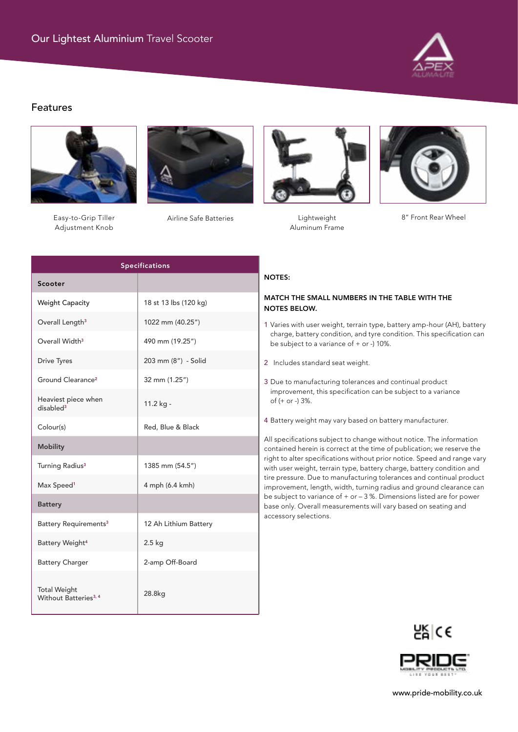# Our Lightest Aluminium Travel Scooter

## Features

Easy-to-Grip Tiller Adjustment Knob

Airline Safe Batteries

Lightweight Aluminum Frame

8" Front Rear Wheel

| Specifications | |
|---|---|
| **Scooter** | |
| Weight Capacity | 18 st 13 lbs (120 kg) |
| Overall Length[3] | 1022 mm (40.25") |
| Overall Width[3] | 490 mm (19.25") |
| Drive Tyres | 203 mm (8") - Solid |
| Ground Clearance[2] | 32 mm (1.25") |
| Heaviest piece when disabled[3] | 11.2 kg - |
| Colour(s) | Red, Blue & Black |
| **Mobility** | |
| Turning Radius[3] | 1385 mm (54.5") |
| Max Speed[1] | 4 mph (6.4 kmh) |
| **Battery** | |
| Battery Requirements[3] | 12 Ah Lithium Battery |
| Battery Weight[4] | 2.5 kg |
| Battery Charger | 2-amp Off-Board |
| Total Weight Without Batteries[3, 4] | 28.8kg |

**NOTES:**

**MATCH THE SMALL NUMBERS IN THE TABLE WITH THE NOTES BELOW.**

1 Varies with user weight, terrain type, battery amp-hour (AH), battery charge, battery condition, and tyre condition. This specification can be subject to a variance of + or -) 10%.

2 Includes standard seat weight.

3 Due to manufacturing tolerances and continual product improvement, this specification can be subject to a variance of (+ or -) 3%.

4 Battery weight may vary based on battery manufacturer.

All specifications subject to change without notice. The information contained herein is correct at the time of publication; we reserve the right to alter specifications without prior notice. Speed and range vary with user weight, terrain type, battery charge, battery condition and tire pressure. Due to manufacturing tolerances and continual product improvement, length, width, turning radius and ground clearance can be subject to variance of + or – 3 %. Dimensions listed are for power base only. Overall measurements will vary based on seating and accessory selections.

www.pride-mobility.co.uk